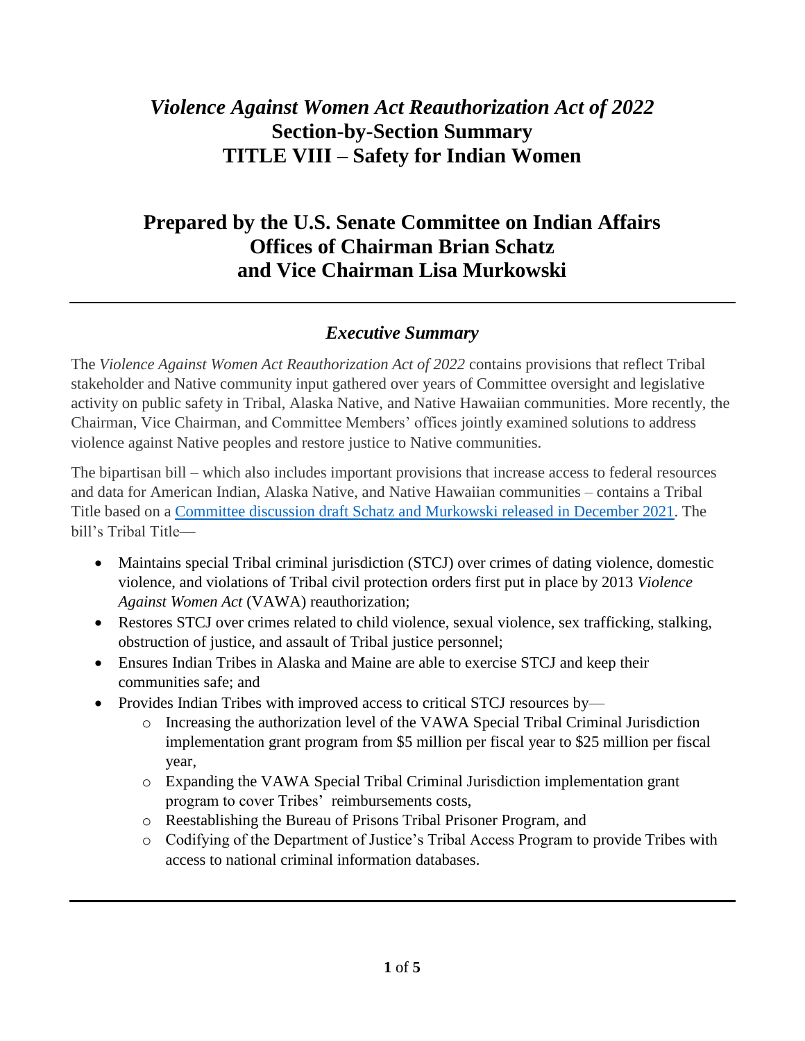# *Violence Against Women Act Reauthorization Act of 2022*
# Section-by-Section Summary
# TITLE VIII – Safety for Indian Women

## Prepared by the U.S. Senate Committee on Indian Affairs
## Offices of Chairman Brian Schatz
## and Vice Chairman Lisa Murkowski

---

### *Executive Summary*

The *Violence Against Women Act Reauthorization Act of 2022* contains provisions that reflect Tribal stakeholder and Native community input gathered over years of Committee oversight and legislative activity on public safety in Tribal, Alaska Native, and Native Hawaiian communities. More recently, the Chairman, Vice Chairman, and Committee Members' offices jointly examined solutions to address violence against Native peoples and restore justice to Native communities.

The bipartisan bill – which also includes important provisions that increase access to federal resources and data for American Indian, Alaska Native, and Native Hawaiian communities – contains a Tribal Title based on a Committee discussion draft Schatz and Murkowski released in December 2021. The bill's Tribal Title—

- Maintains special Tribal criminal jurisdiction (STCJ) over crimes of dating violence, domestic violence, and violations of Tribal civil protection orders first put in place by 2013 *Violence Against Women Act* (VAWA) reauthorization;
- Restores STCJ over crimes related to child violence, sexual violence, sex trafficking, stalking, obstruction of justice, and assault of Tribal justice personnel;
- Ensures Indian Tribes in Alaska and Maine are able to exercise STCJ and keep their communities safe; and
- Provides Indian Tribes with improved access to critical STCJ resources by—
  - Increasing the authorization level of the VAWA Special Tribal Criminal Jurisdiction implementation grant program from $5 million per fiscal year to $25 million per fiscal year,
  - Expanding the VAWA Special Tribal Criminal Jurisdiction implementation grant program to cover Tribes' reimbursements costs,
  - Reestablishing the Bureau of Prisons Tribal Prisoner Program, and
  - Codifying of the Department of Justice's Tribal Access Program to provide Tribes with access to national criminal information databases.

---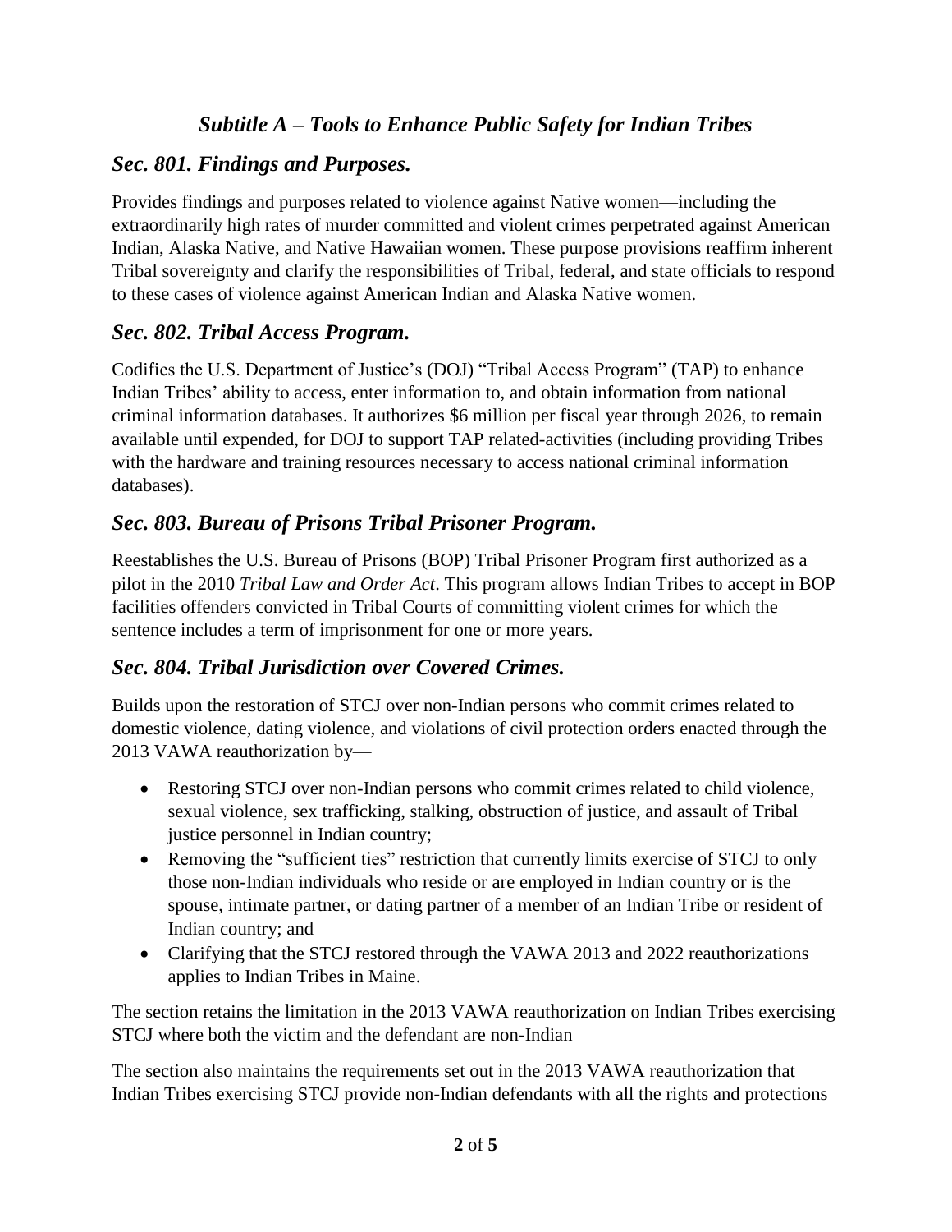## *Subtitle A – Tools to Enhance Public Safety for Indian Tribes*

### *Sec. 801. Findings and Purposes.*

Provides findings and purposes related to violence against Native women—including the extraordinarily high rates of murder committed and violent crimes perpetrated against American Indian, Alaska Native, and Native Hawaiian women. These purpose provisions reaffirm inherent Tribal sovereignty and clarify the responsibilities of Tribal, federal, and state officials to respond to these cases of violence against American Indian and Alaska Native women.

### *Sec. 802. Tribal Access Program.*

Codifies the U.S. Department of Justice's (DOJ) "Tribal Access Program" (TAP) to enhance Indian Tribes' ability to access, enter information to, and obtain information from national criminal information databases. It authorizes $6 million per fiscal year through 2026, to remain available until expended, for DOJ to support TAP related-activities (including providing Tribes with the hardware and training resources necessary to access national criminal information databases).

### *Sec. 803. Bureau of Prisons Tribal Prisoner Program.*

Reestablishes the U.S. Bureau of Prisons (BOP) Tribal Prisoner Program first authorized as a pilot in the 2010 *Tribal Law and Order Act*. This program allows Indian Tribes to accept in BOP facilities offenders convicted in Tribal Courts of committing violent crimes for which the sentence includes a term of imprisonment for one or more years.

### *Sec. 804. Tribal Jurisdiction over Covered Crimes.*

Builds upon the restoration of STCJ over non-Indian persons who commit crimes related to domestic violence, dating violence, and violations of civil protection orders enacted through the 2013 VAWA reauthorization by—

- Restoring STCJ over non-Indian persons who commit crimes related to child violence, sexual violence, sex trafficking, stalking, obstruction of justice, and assault of Tribal justice personnel in Indian country;
- Removing the "sufficient ties" restriction that currently limits exercise of STCJ to only those non-Indian individuals who reside or are employed in Indian country or is the spouse, intimate partner, or dating partner of a member of an Indian Tribe or resident of Indian country; and
- Clarifying that the STCJ restored through the VAWA 2013 and 2022 reauthorizations applies to Indian Tribes in Maine.

The section retains the limitation in the 2013 VAWA reauthorization on Indian Tribes exercising STCJ where both the victim and the defendant are non-Indian

The section also maintains the requirements set out in the 2013 VAWA reauthorization that Indian Tribes exercising STCJ provide non-Indian defendants with all the rights and protections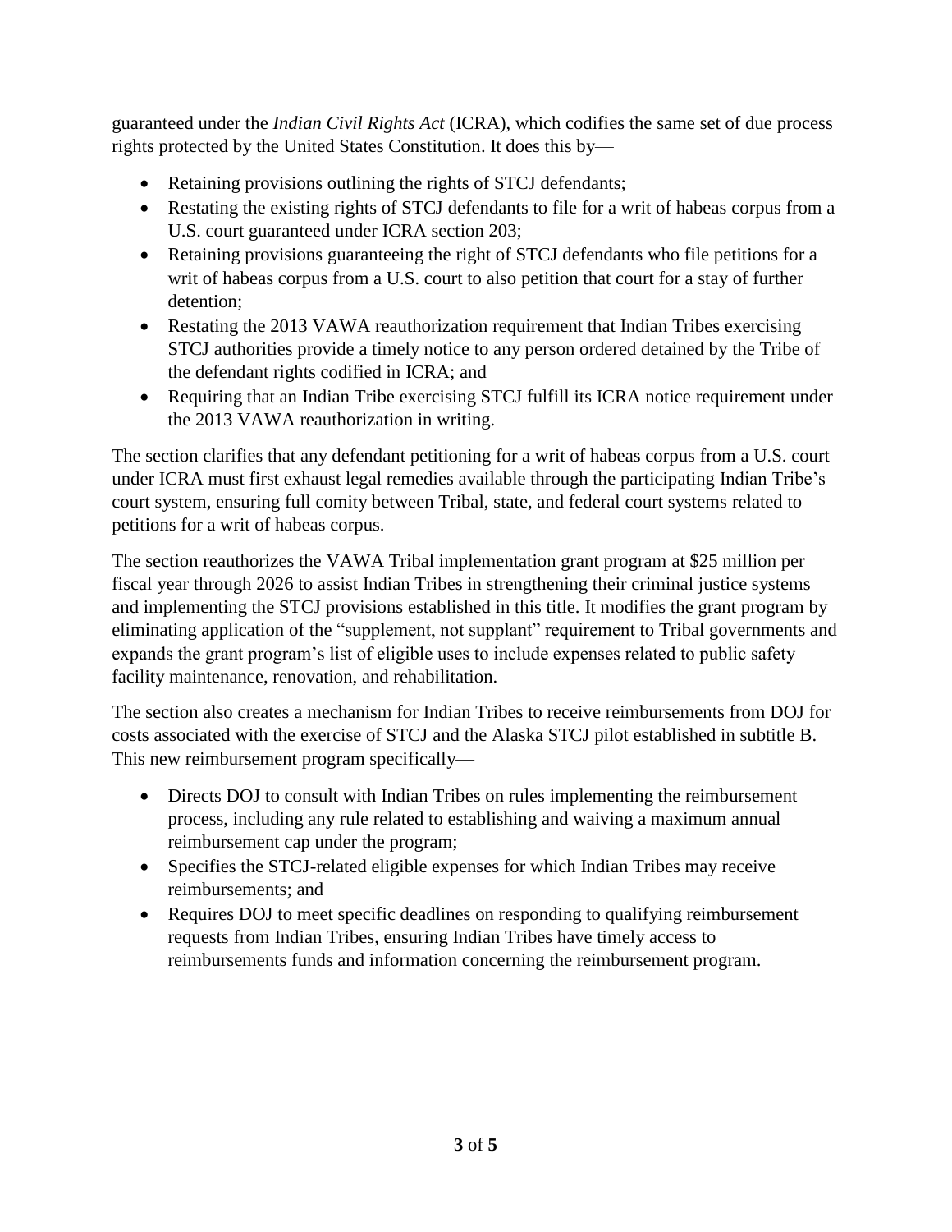guaranteed under the *Indian Civil Rights Act* (ICRA), which codifies the same set of due process rights protected by the United States Constitution. It does this by—

- Retaining provisions outlining the rights of STCJ defendants;
- Restating the existing rights of STCJ defendants to file for a writ of habeas corpus from a U.S. court guaranteed under ICRA section 203;
- Retaining provisions guaranteeing the right of STCJ defendants who file petitions for a writ of habeas corpus from a U.S. court to also petition that court for a stay of further detention;
- Restating the 2013 VAWA reauthorization requirement that Indian Tribes exercising STCJ authorities provide a timely notice to any person ordered detained by the Tribe of the defendant rights codified in ICRA; and
- Requiring that an Indian Tribe exercising STCJ fulfill its ICRA notice requirement under the 2013 VAWA reauthorization in writing.

The section clarifies that any defendant petitioning for a writ of habeas corpus from a U.S. court under ICRA must first exhaust legal remedies available through the participating Indian Tribe's court system, ensuring full comity between Tribal, state, and federal court systems related to petitions for a writ of habeas corpus.

The section reauthorizes the VAWA Tribal implementation grant program at $25 million per fiscal year through 2026 to assist Indian Tribes in strengthening their criminal justice systems and implementing the STCJ provisions established in this title. It modifies the grant program by eliminating application of the "supplement, not supplant" requirement to Tribal governments and expands the grant program's list of eligible uses to include expenses related to public safety facility maintenance, renovation, and rehabilitation.

The section also creates a mechanism for Indian Tribes to receive reimbursements from DOJ for costs associated with the exercise of STCJ and the Alaska STCJ pilot established in subtitle B. This new reimbursement program specifically—

- Directs DOJ to consult with Indian Tribes on rules implementing the reimbursement process, including any rule related to establishing and waiving a maximum annual reimbursement cap under the program;
- Specifies the STCJ-related eligible expenses for which Indian Tribes may receive reimbursements; and
- Requires DOJ to meet specific deadlines on responding to qualifying reimbursement requests from Indian Tribes, ensuring Indian Tribes have timely access to reimbursements funds and information concerning the reimbursement program.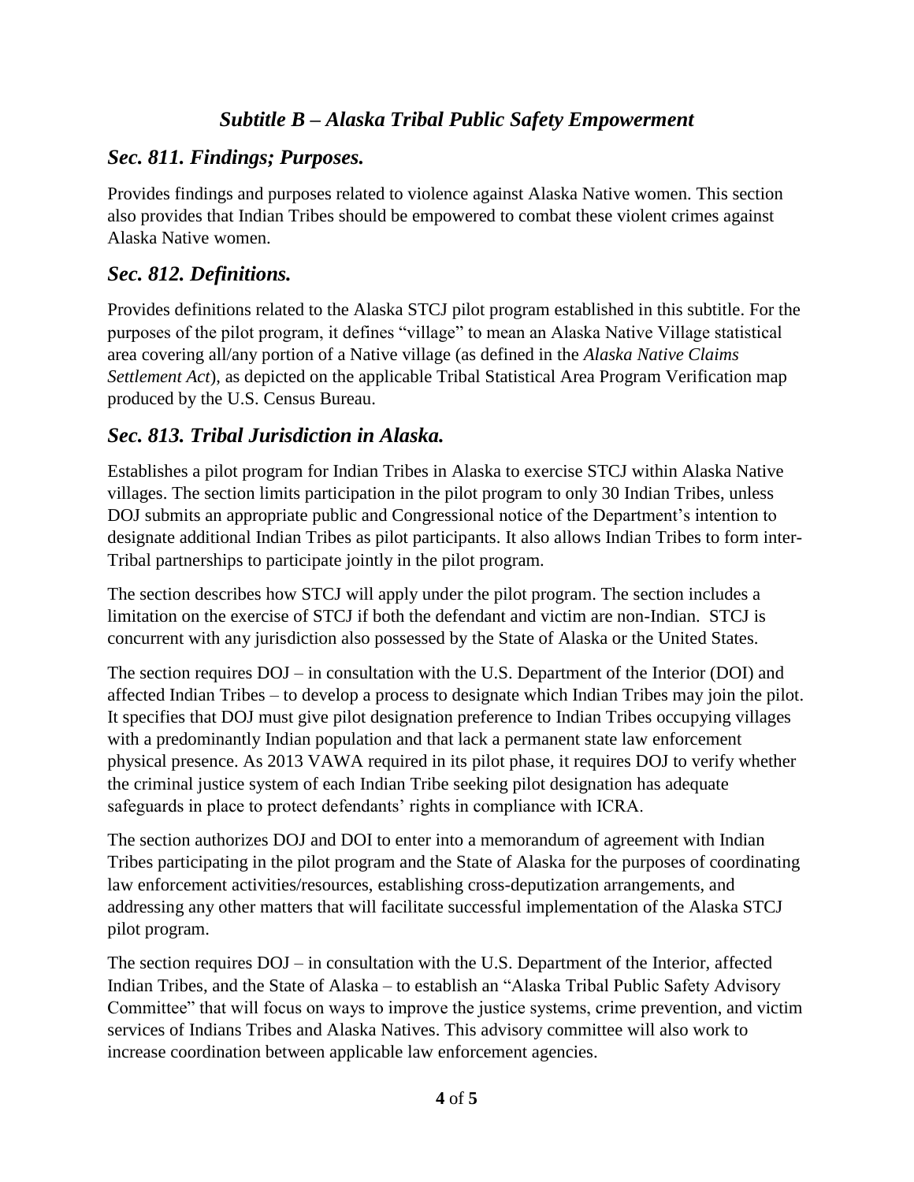## *Subtitle B – Alaska Tribal Public Safety Empowerment*

### *Sec. 811. Findings; Purposes.*

Provides findings and purposes related to violence against Alaska Native women. This section also provides that Indian Tribes should be empowered to combat these violent crimes against Alaska Native women.

### *Sec. 812. Definitions.*

Provides definitions related to the Alaska STCJ pilot program established in this subtitle. For the purposes of the pilot program, it defines "village" to mean an Alaska Native Village statistical area covering all/any portion of a Native village (as defined in the *Alaska Native Claims Settlement Act*), as depicted on the applicable Tribal Statistical Area Program Verification map produced by the U.S. Census Bureau.

### *Sec. 813. Tribal Jurisdiction in Alaska.*

Establishes a pilot program for Indian Tribes in Alaska to exercise STCJ within Alaska Native villages. The section limits participation in the pilot program to only 30 Indian Tribes, unless DOJ submits an appropriate public and Congressional notice of the Department's intention to designate additional Indian Tribes as pilot participants. It also allows Indian Tribes to form inter-Tribal partnerships to participate jointly in the pilot program.

The section describes how STCJ will apply under the pilot program. The section includes a limitation on the exercise of STCJ if both the defendant and victim are non-Indian. STCJ is concurrent with any jurisdiction also possessed by the State of Alaska or the United States.

The section requires DOJ – in consultation with the U.S. Department of the Interior (DOI) and affected Indian Tribes – to develop a process to designate which Indian Tribes may join the pilot. It specifies that DOJ must give pilot designation preference to Indian Tribes occupying villages with a predominantly Indian population and that lack a permanent state law enforcement physical presence. As 2013 VAWA required in its pilot phase, it requires DOJ to verify whether the criminal justice system of each Indian Tribe seeking pilot designation has adequate safeguards in place to protect defendants' rights in compliance with ICRA.

The section authorizes DOJ and DOI to enter into a memorandum of agreement with Indian Tribes participating in the pilot program and the State of Alaska for the purposes of coordinating law enforcement activities/resources, establishing cross-deputization arrangements, and addressing any other matters that will facilitate successful implementation of the Alaska STCJ pilot program.

The section requires DOJ – in consultation with the U.S. Department of the Interior, affected Indian Tribes, and the State of Alaska – to establish an "Alaska Tribal Public Safety Advisory Committee" that will focus on ways to improve the justice systems, crime prevention, and victim services of Indians Tribes and Alaska Natives. This advisory committee will also work to increase coordination between applicable law enforcement agencies.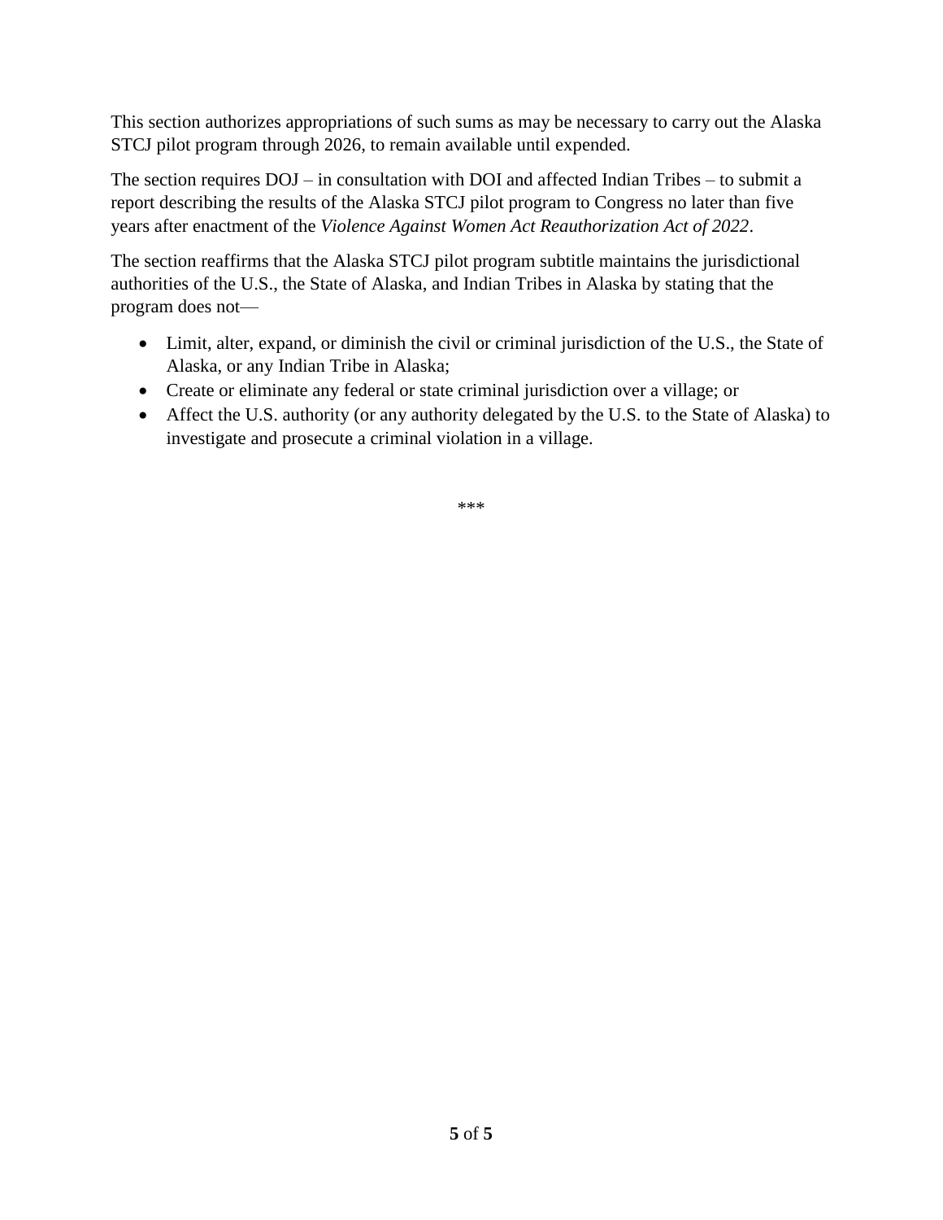This section authorizes appropriations of such sums as may be necessary to carry out the Alaska STCJ pilot program through 2026, to remain available until expended.

The section requires DOJ – in consultation with DOI and affected Indian Tribes – to submit a report describing the results of the Alaska STCJ pilot program to Congress no later than five years after enactment of the *Violence Against Women Act Reauthorization Act of 2022*.

The section reaffirms that the Alaska STCJ pilot program subtitle maintains the jurisdictional authorities of the U.S., the State of Alaska, and Indian Tribes in Alaska by stating that the program does not—

- Limit, alter, expand, or diminish the civil or criminal jurisdiction of the U.S., the State of Alaska, or any Indian Tribe in Alaska;
- Create or eliminate any federal or state criminal jurisdiction over a village; or
- Affect the U.S. authority (or any authority delegated by the U.S. to the State of Alaska) to investigate and prosecute a criminal violation in a village.

***